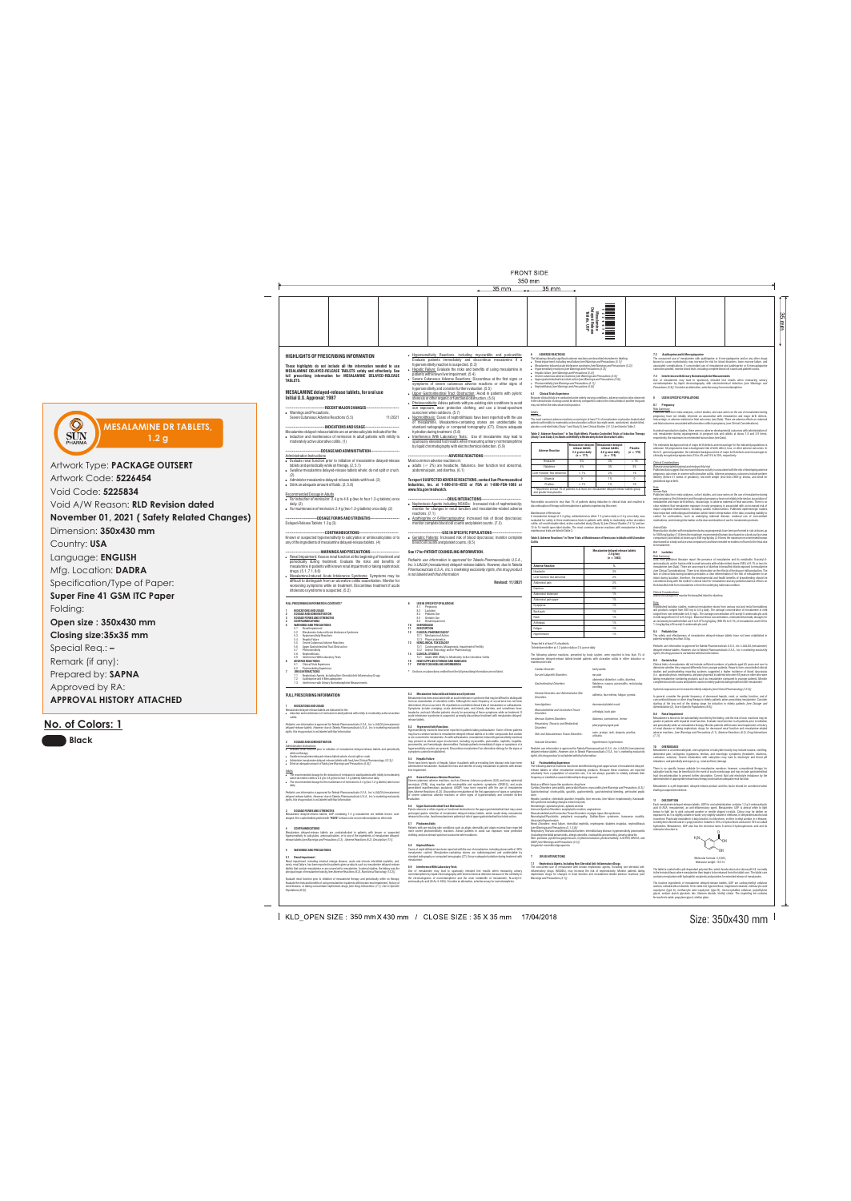**MESALAMINE DR TABLETS, 1.2 g**

Artwork Type: **PACKAGE OUTSERT**

Artwork Code: **5226454**

Void Code: **5225834**

Void A/W Reason: **RLD Revision dated November 01, 2021 ( Safety Related Changes)**

Dimension: **350x430 mm**

Country: **USA**

Language: **ENGLISH**

Mfg. Location: **DADRA**

Specification/Type of Paper: **Super Fine 41 GSM ITC Paper**

Folding:

**Open size : 350x430 mm**

**Closing size:35x35 mm**

Special Req.: –

Remark (if any):

Prepared by: **SAPNA**

Approved by RA:

**APPROVAL HISTORY ATTACHED**

**No. of Colors: 1**

Black

---

FRONT SIDE

350 mm

35 mm | 35 mm | 35 mm

## HIGHLIGHTS OF PRESCRIBING INFORMATION

**These highlights do not include all the information needed to use MESALAMINE DELAYED-RELEASE TABLETS safely and effectively. See full prescribing information for MESALAMINE DELAYED-RELEASE TABLETS.**

**MESALAMINE delayed-release tablets, for oral use**
**Initial U.S. Approval: 1987**

**RECENT MAJOR CHANGES**

- Warnings and Precautions, Severe Cutaneous Adverse Reactions (5.5) 11/2021

**INDICATIONS AND USAGE**

Mesalamine delayed-release tablets are an aminosalicylate indicated for the induction and maintenance of remission in adult patients with mildly to moderately active ulcerative colitis. (1)

**DOSAGE AND ADMINISTRATION**

Administration Instructions

- Evaluate renal function prior to initiation of mesalamine delayed-release tablets and periodically while on therapy. (2.1, 5.1)
- Swallow mesalamine delayed-release tablets whole; do not split or crush. (2)
- Administer mesalamine delayed-release tablets with food. (2)
- Drink an adequate amount of fluids. (2.1, 5.6)

Recommended Dosage in Adults

- For induction of remission: 2.4 g to 4.8 g (two to four 1.2 g tablets) once daily. (2)
- For maintenance of remission: 2.4 g (two 1.2 g tablets) once daily. (2)

**DOSAGE FORMS AND STRENGTHS**

Delayed-Release Tablets: 1.2 g (3)

**CONTRAINDICATIONS**

Known or suspected hypersensitivity to salicylates or aminosalicylates or to any of the ingredients of mesalamine delayed-release tablets. (4)

**WARNINGS AND PRECAUTIONS**

- Renal Impairment: Assess renal function at the beginning of treatment and periodically during treatment. Evaluate the risks and benefits of mesalamine in patients with known renal impairment or taking nephrotoxic drugs. (5.1, 7.1, 8.6)
- Mesalamine-Induced Acute Intolerance Syndrome: Symptoms may be difficult to distinguish from an ulcerative colitis exacerbation. Monitor for worsening symptoms while on treatment. Discontinue treatment if acute intolerance syndrome is suspected. (5.2)
- Hypersensitivity Reactions, including myocarditis and pericarditis: Evaluate patients immediately and discontinue mesalamine if a hypersensitivity reaction is suspected. (5.3)
- Hepatic Failure: Evaluate the risks and benefits of using mesalamine in patients with known liver impairment. (5.4)
- Severe Cutaneous Adverse Reactions: Discontinue at the first signs or symptoms of severe cutaneous adverse reactions or other signs of hypersensitivity and consider further evaluation. (5.5)
- Upper Gastrointestinal Tract Obstruction: Avoid in patients with pyloric stenosis or other organic or functional obstruction. (5.6)
- Photosensitivity: Advise patients with pre-existing skin conditions to avoid sun exposure, wear protective clothing, and use a broad-spectrum sunscreen when outdoors. (5.7)
- Nephrolithiasis: Cases of nephrolithiasis have been reported with the use of mesalamine. Mesalamine-containing stones are undetectable by standard radiography or computed tomography (CT). Ensure adequate hydration during treatment. (5.8)
- Interference With Laboratory Tests: Use of mesalamine may lead to spuriously elevated test results when measuring urinary normetanephrine by liquid chromatography with electrochemical detection. (5.9)

**ADVERSE REACTIONS**

Most common adverse reactions in adults (≥ 2%) are headache, flatulence, liver function test abnormal, abdominal pain, and diarrhea. (6.1)

**To report SUSPECTED ADVERSE REACTIONS, contact Sun Pharmaceutical Industries, Inc. at 1-800-818-4555 or FDA at 1-800-FDA-1088 or www.fda.gov/medwatch.**

**DRUG INTERACTIONS**

- Nephrotoxic Agents including NSAIDs: Increased risk of nephrotoxicity; monitor for changes in renal function and mesalamine-related adverse reactions. (7.1)
- Azathioprine or 6-Mercaptopurine: Increased risk of blood dyscrasias; monitor complete blood cell counts and platelet counts. (7.2)

**USE IN SPECIFIC POPULATIONS**

- Geriatric Patients: Increased risk of blood dyscrasias; monitor complete blood cell counts and platelet counts. (8.5)

**See 17 for PATIENT COUNSELING INFORMATION.**

*Pediatric use information is approved for Takeda Pharmaceuticals U.S.A., Inc.'s LIALDA (mesalamine) delayed-release tablets. However, due to Takeda Pharmaceuticals U.S.A., Inc.'s marketing exclusivity rights, this drug product is not labeled with that information.*

**Revised: 11/2021**

---

KLD_OPEN SIZE : 350 mm X 430 mm / CLOSE SIZE : 35 X 35 mm 17/04/2018

Size: 350x430 mm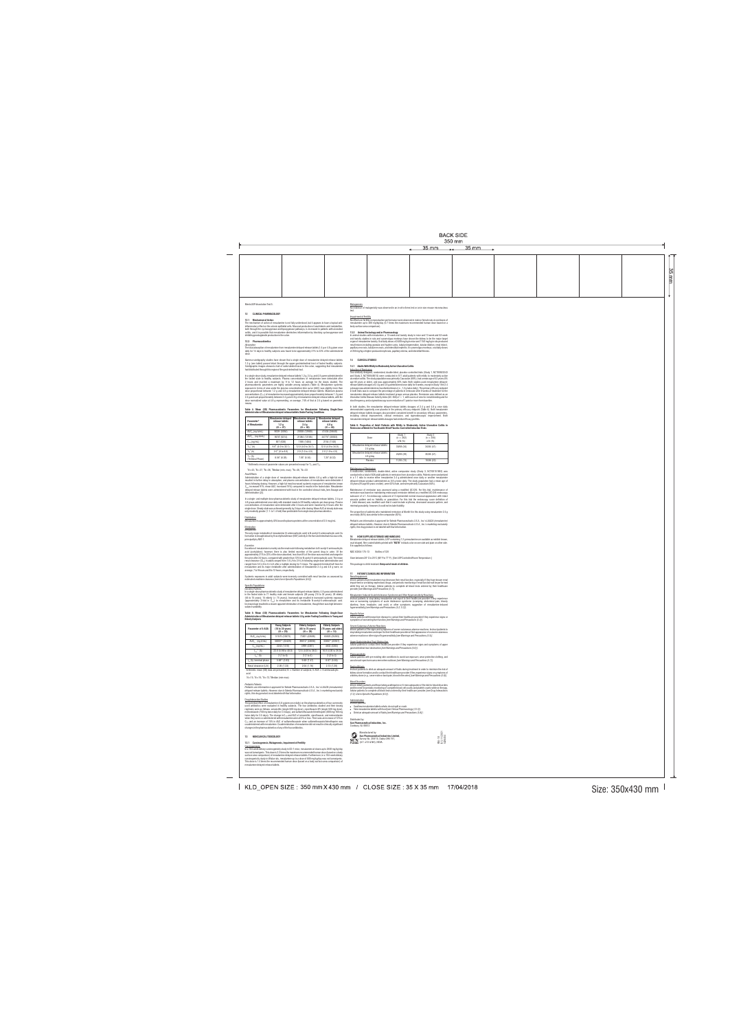BACK SIDE

350 mm

35 mm

35 mm

35 mm

## 12 CLINICAL PHARMACOLOGY

### 12.1 Mechanism of Action

### 12.2 Pharmacodynamics

### 12.3 Pharmacokinetics

## 13 NONCLINICAL TOXICOLOGY

### 13.1 Carcinogenesis, Mutagenesis, Impairment of Fertility

## 14 CLINICAL STUDIES

### 14.1 Adult Patients with Mildly to Moderately Active Ulcerative Colitis

## 16 HOW SUPPLIED/STORAGE AND HANDLING

## 17 PATIENT COUNSELING INFORMATION

KLD_OPEN SIZE : 350 mm X 430 mm / CLOSE SIZE : 35 X 35 mm 17/04/2018

Size: 350x430 mm